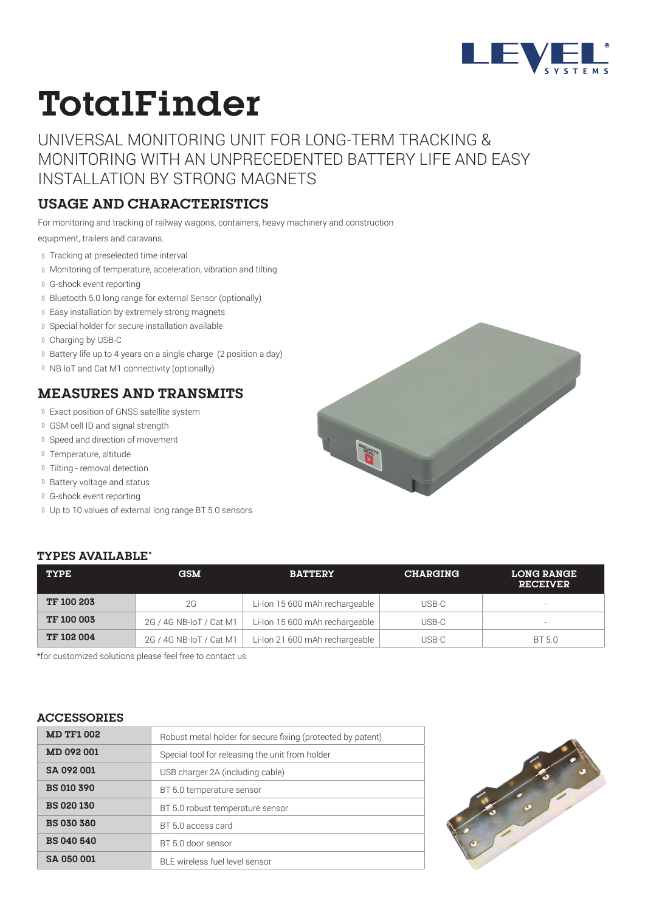# TotalFinder

UNIVERSAL MONITORING UNIT FOR LONG-TERM TRACKING & MONITORING WITH AN UNPRECEDENTED BATTERY LIFE AND EASY INSTALLATION BY STRONG MAGNETS

## USAGE AND CHARACTERISTICS

For monitoring and tracking of railway wagons, containers, heavy machinery and construction equipment, trailers and caravans.

- Tracking at preselected time interval
- Monitoring of temperature, acceleration, vibration and tilting
- G-shock event reporting
- Bluetooth 5.0 long range for external Sensor (optionally)
- Easy installation by extremely strong magnets
- Special holder for secure installation available
- Charging by USB-C
- Battery life up to 4 years on a single charge (2 position a day)
- NB IoT and Cat M1 connectivity (optionally)

## MEASURES AND TRANSMITS

- Exact position of GNSS satellite system
- GSM cell ID and signal strength
- Speed and direction of movement
- Temperature, altitude
- Tilting - removal detection
- Battery voltage and status
- G-shock event reporting
- Up to 10 values of external long range BT 5.0 sensors

### TYPES AVAILABLE*

| TYPE | GSM | BATTERY | CHARGING | LONG RANGE RECEIVER |
|---|---|---|---|---|
| **TF 100 203** | 2G | Li-Ion 15 600 mAh rechargeable | USB-C | - |
| **TF 100 003** | 2G / 4G NB-IoT / Cat M1 | Li-Ion 15 600 mAh rechargeable | USB-C | - |
| **TF 102 004** | 2G / 4G NB-IoT / Cat M1 | Li-Ion 21 600 mAh rechargeable | USB-C | BT 5.0 |

*for customized solutions please feel free to contact us

### ACCESSORIES

| | |
|---|---|
| **MD TF1 002** | Robust metal holder for secure fixing (protected by patent) |
| **MD 092 001** | Special tool for releasing the unit from holder |
| **SA 092 001** | USB charger 2A (including cable) |
| **BS 010 390** | BT 5.0 temperature sensor |
| **BS 020 130** | BT 5.0 robust temperature sensor |
| **BS 030 380** | BT 5.0 access card |
| **BS 040 540** | BT 5.0 door sensor |
| **SA 050 001** | BLE wireless fuel level sensor |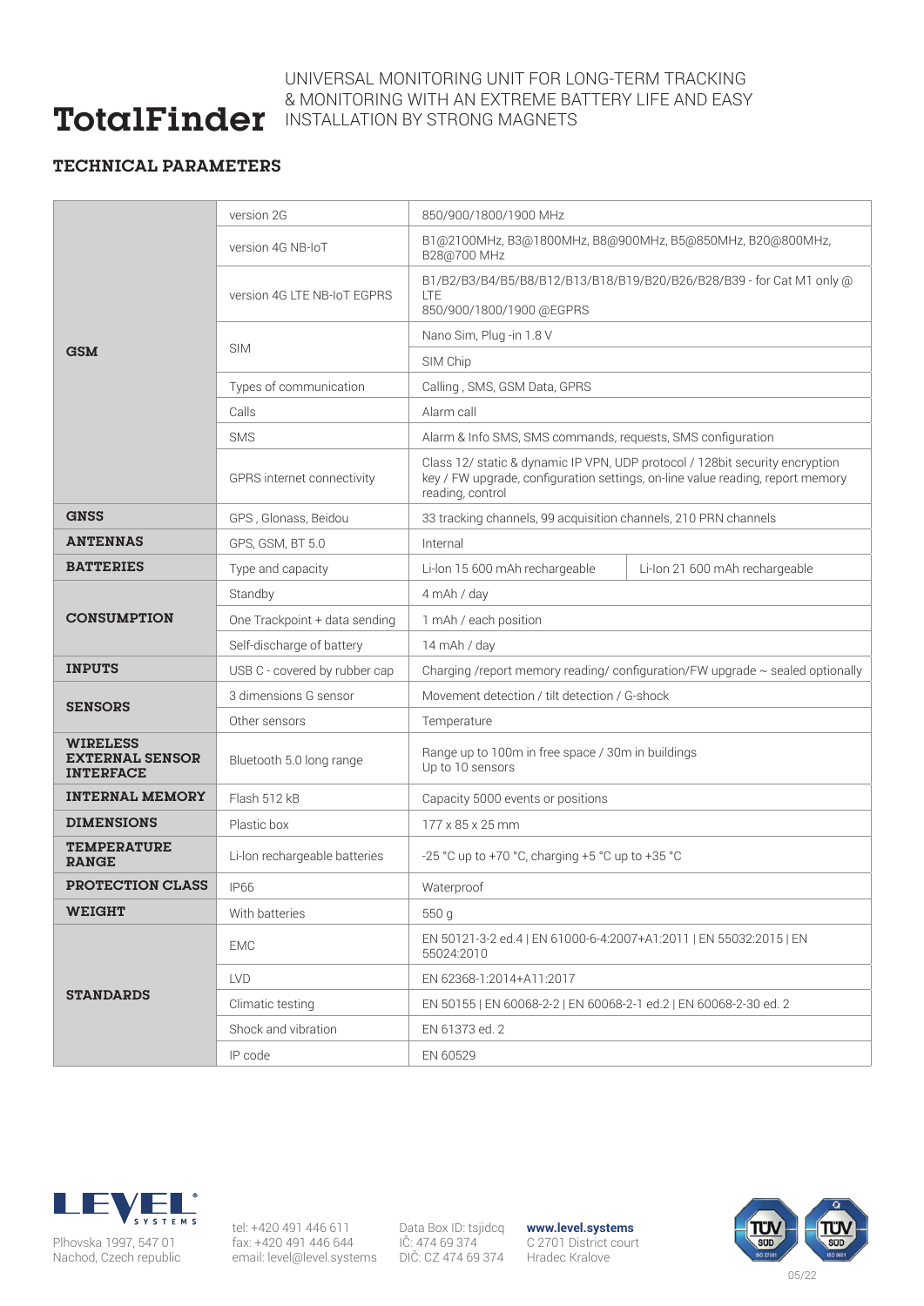# TotalFinder

UNIVERSAL MONITORING UNIT FOR LONG-TERM TRACKING & MONITORING WITH AN EXTREME BATTERY LIFE AND EASY INSTALLATION BY STRONG MAGNETS

## TECHNICAL PARAMETERS

| | | | |
|---|---|---|---|
| **GSM** | version 2G | 850/900/1800/1900 MHz | |
| | version 4G NB-IoT | B1@2100MHz, B3@1800MHz, B8@900MHz, B5@850MHz, B20@800MHz, B28@700 MHz | |
| | version 4G LTE NB-IoT EGPRS | B1/B2/B3/B4/B5/B8/B12/B13/B18/B19/B20/B26/B28/B39 - for Cat M1 only @ LTE<br>850/900/1800/1900 @EGPRS | |
| | SIM | Nano Sim, Plug -in 1.8 V | |
| | | SIM Chip | |
| | Types of communication | Calling , SMS, GSM Data, GPRS | |
| | Calls | Alarm call | |
| | SMS | Alarm & Info SMS, SMS commands, requests, SMS configuration | |
| | GPRS internet connectivity | Class 12/ static & dynamic IP VPN, UDP protocol / 128bit security encryption key / FW upgrade, configuration settings, on-line value reading, report memory reading, control | |
| **GNSS** | GPS , Glonass, Beidou | 33 tracking channels, 99 acquisition channels, 210 PRN channels | |
| **ANTENNAS** | GPS, GSM, BT 5.0 | Internal | |
| **BATTERIES** | Type and capacity | Li-Ion 15 600 mAh rechargeable | Li-Ion 21 600 mAh rechargeable |
| **CONSUMPTION** | Standby | 4 mAh / day | |
| | One Trackpoint + data sending | 1 mAh / each position | |
| | Self-discharge of battery | 14 mAh / day | |
| **INPUTS** | USB C - covered by rubber cap | Charging /report memory reading/ configuration/FW upgrade ~ sealed optionally | |
| **SENSORS** | 3 dimensions G sensor | Movement detection / tilt detection / G-shock | |
| | Other sensors | Temperature | |
| **WIRELESS EXTERNAL SENSOR INTERFACE** | Bluetooth 5.0 long range | Range up to 100m in free space / 30m in buildings<br>Up to 10 sensors | |
| **INTERNAL MEMORY** | Flash 512 kB | Capacity 5000 events or positions | |
| **DIMENSIONS** | Plastic box | 177 x 85 x 25 mm | |
| **TEMPERATURE RANGE** | Li-Ion rechargeable batteries | -25 °C up to +70 °C, charging +5 °C up to +35 °C | |
| **PROTECTION CLASS** | IP66 | Waterproof | |
| **WEIGHT** | With batteries | 550 g | |
| **STANDARDS** | EMC | EN 50121-3-2 ed.4 \| EN 61000-6-4:2007+A1:2011 \| EN 55032:2015 \| EN 55024:2010 | |
| | LVD | EN 62368-1:2014+A11:2017 | |
| | Climatic testing | EN 50155 \| EN 60068-2-2 \| EN 60068-2-1 ed.2 \| EN 60068-2-30 ed. 2 | |
| | Shock and vibration | EN 61373 ed. 2 | |
| | IP code | EN 60529 | |

LEVEL SYSTEMS

Plhovska 1997, 547 01
Nachod, Czech republic

tel: +420 491 446 611
fax: +420 491 446 644
email: level@level.systems

Data Box ID: tsjidcq
IČ: 474 69 374
DIČ: CZ 474 69 374

**www.level.systems**
C 2701 District court
Hradec Kralove

05/22